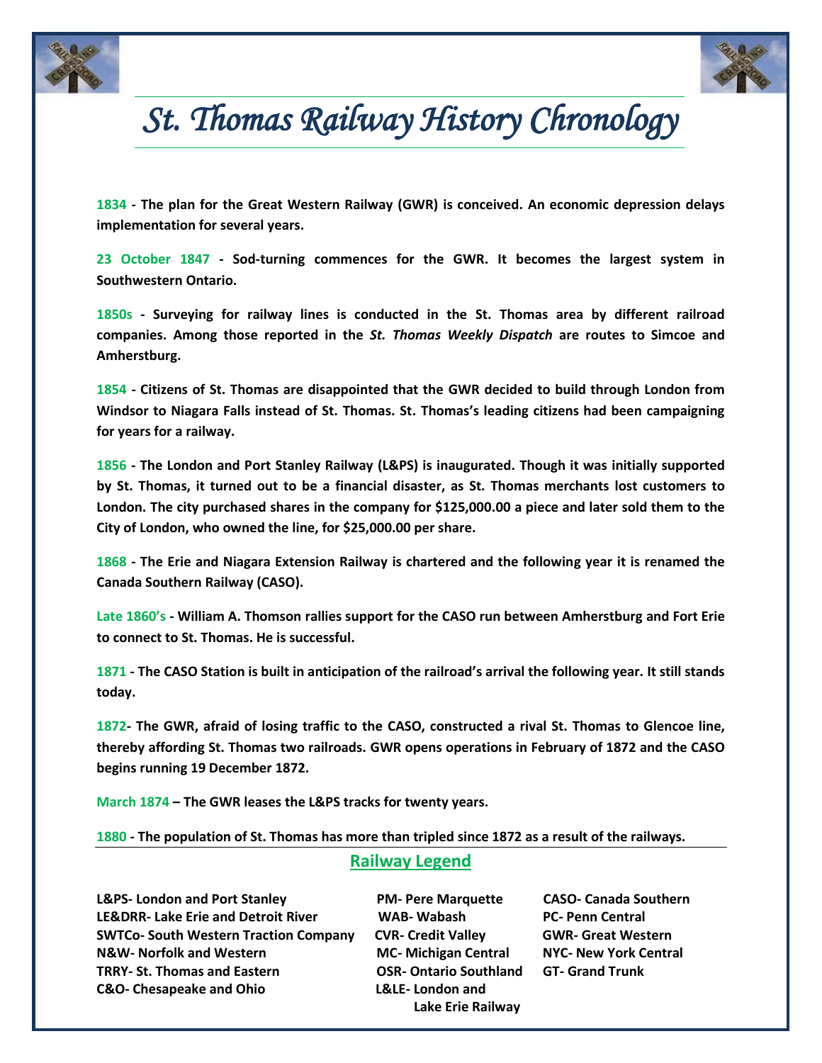# St. Thomas Railway History Chronology

**1834 - The plan for the Great Western Railway (GWR) is conceived. An economic depression delays implementation for several years.**

**23 October 1847 - Sod-turning commences for the GWR. It becomes the largest system in Southwestern Ontario.**

**1850s - Surveying for railway lines is conducted in the St. Thomas area by different railroad companies. Among those reported in the *St. Thomas Weekly Dispatch* are routes to Simcoe and Amherstburg.**

**1854 - Citizens of St. Thomas are disappointed that the GWR decided to build through London from Windsor to Niagara Falls instead of St. Thomas. St. Thomas's leading citizens had been campaigning for years for a railway.**

**1856 - The London and Port Stanley Railway (L&PS) is inaugurated. Though it was initially supported by St. Thomas, it turned out to be a financial disaster, as St. Thomas merchants lost customers to London. The city purchased shares in the company for $125,000.00 a piece and later sold them to the City of London, who owned the line, for $25,000.00 per share.**

**1868 - The Erie and Niagara Extension Railway is chartered and the following year it is renamed the Canada Southern Railway (CASO).**

**Late 1860's - William A. Thomson rallies support for the CASO run between Amherstburg and Fort Erie to connect to St. Thomas. He is successful.**

**1871 - The CASO Station is built in anticipation of the railroad's arrival the following year. It still stands today.**

**1872- The GWR, afraid of losing traffic to the CASO, constructed a rival St. Thomas to Glencoe line, thereby affording St. Thomas two railroads. GWR opens operations in February of 1872 and the CASO begins running 19 December 1872.**

**March 1874 – The GWR leases the L&PS tracks for twenty years.**

**1880 - The population of St. Thomas has more than tripled since 1872 as a result of the railways.**

## Railway Legend

**L&PS- London and Port Stanley**
**LE&DRR- Lake Erie and Detroit River**
**SWTCo- South Western Traction Company**
**N&W- Norfolk and Western**
**TRRY- St. Thomas and Eastern**
**C&O- Chesapeake and Ohio**
**PM- Pere Marquette**
**WAB- Wabash**
**CVR- Credit Valley**
**MC- Michigan Central**
**OSR- Ontario Southland**
**L&LE- London and Lake Erie Railway**
**CASO- Canada Southern**
**PC- Penn Central**
**GWR- Great Western**
**NYC- New York Central**
**GT- Grand Trunk**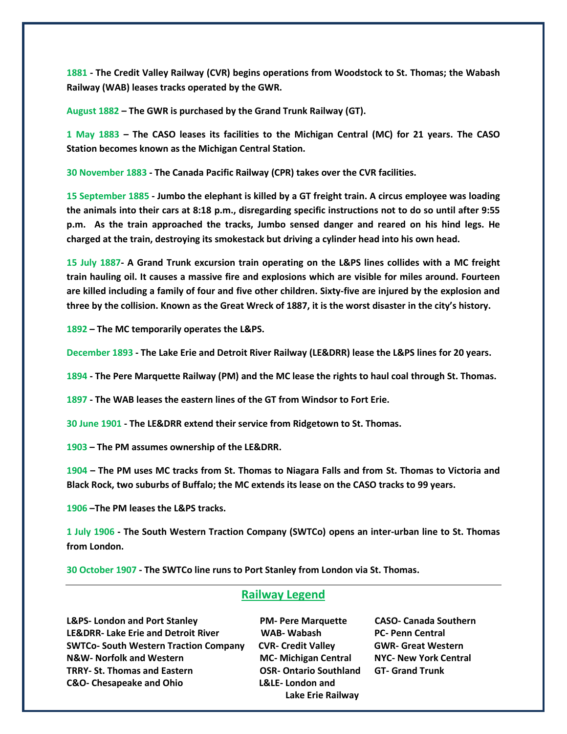**1881** - **The Credit Valley Railway (CVR) begins operations from Woodstock to St. Thomas; the Wabash Railway (WAB) leases tracks operated by the GWR.**

**August 1882** – **The GWR is purchased by the Grand Trunk Railway (GT).**

**1 May 1883** – **The CASO leases its facilities to the Michigan Central (MC) for 21 years. The CASO Station becomes known as the Michigan Central Station.**

**30 November 1883** - **The Canada Pacific Railway (CPR) takes over the CVR facilities.**

**15 September 1885** - **Jumbo the elephant is killed by a GT freight train. A circus employee was loading the animals into their cars at 8:18 p.m., disregarding specific instructions not to do so until after 9:55 p.m. As the train approached the tracks, Jumbo sensed danger and reared on his hind legs. He charged at the train, destroying its smokestack but driving a cylinder head into his own head.**

**15 July 1887**- **A Grand Trunk excursion train operating on the L&PS lines collides with a MC freight train hauling oil. It causes a massive fire and explosions which are visible for miles around. Fourteen are killed including a family of four and five other children. Sixty-five are injured by the explosion and three by the collision. Known as the Great Wreck of 1887, it is the worst disaster in the city's history.**

**1892** – **The MC temporarily operates the L&PS.**

**December 1893** - **The Lake Erie and Detroit River Railway (LE&DRR) lease the L&PS lines for 20 years.**

**1894** - **The Pere Marquette Railway (PM) and the MC lease the rights to haul coal through St. Thomas.**

**1897** - **The WAB leases the eastern lines of the GT from Windsor to Fort Erie.**

**30 June 1901** - **The LE&DRR extend their service from Ridgetown to St. Thomas.**

**1903** – **The PM assumes ownership of the LE&DRR.**

**1904** – **The PM uses MC tracks from St. Thomas to Niagara Falls and from St. Thomas to Victoria and Black Rock, two suburbs of Buffalo; the MC extends its lease on the CASO tracks to 99 years.**

**1906** –**The PM leases the L&PS tracks.**

**1 July 1906** - **The South Western Traction Company (SWTCo) opens an inter-urban line to St. Thomas from London.**

**30 October 1907** - **The SWTCo line runs to Port Stanley from London via St. Thomas.**

---

## Railway Legend

**L&PS- London and Port Stanley**
**LE&DRR- Lake Erie and Detroit River**
**SWTCo- South Western Traction Company**
**N&W- Norfolk and Western**
**TRRY- St. Thomas and Eastern**
**C&O- Chesapeake and Ohio**
**PM- Pere Marquette**
**WAB- Wabash**
**CVR- Credit Valley**
**MC- Michigan Central**
**OSR- Ontario Southland**
**L&LE- London and Lake Erie Railway**
**CASO- Canada Southern**
**PC- Penn Central**
**GWR- Great Western**
**NYC- New York Central**
**GT- Grand Trunk**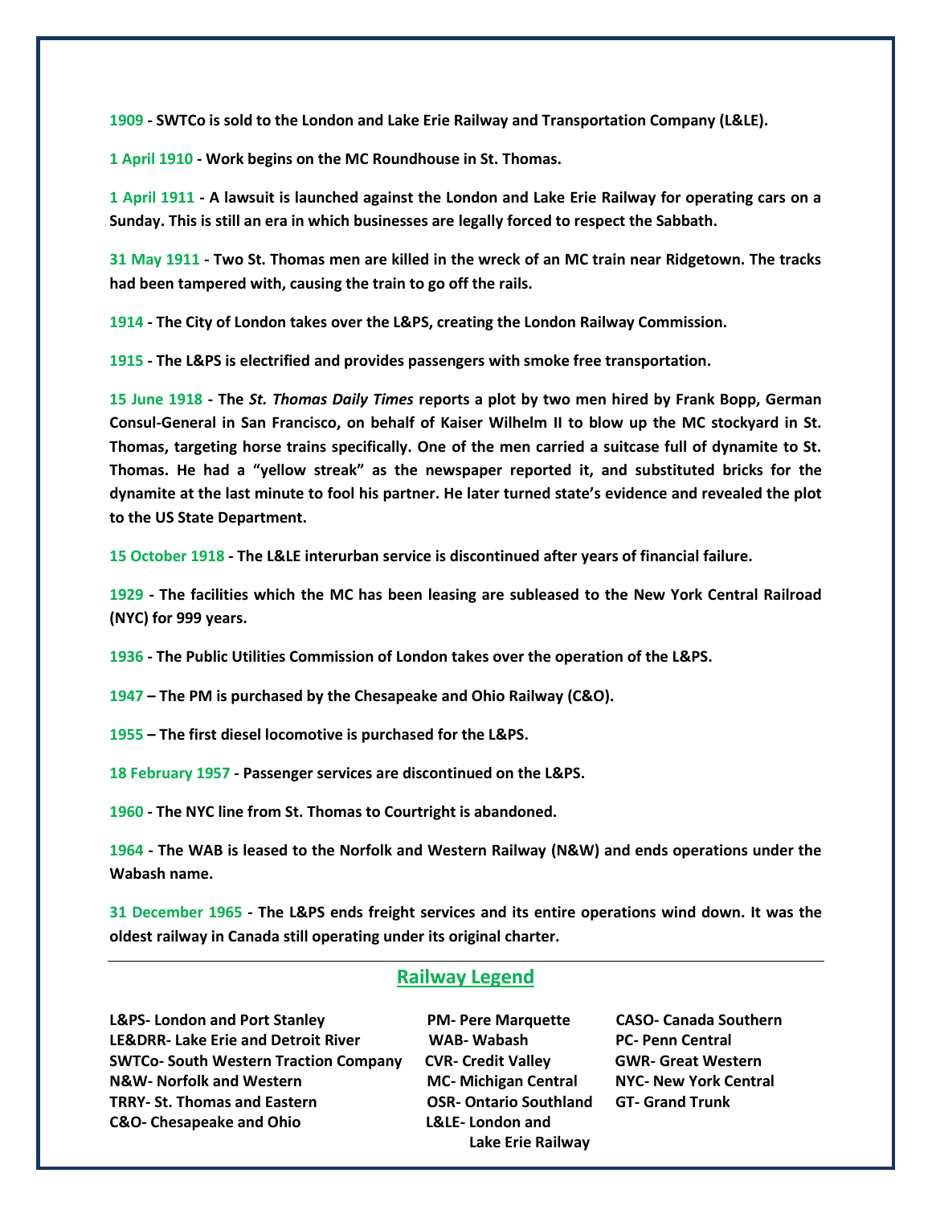**1909** - **SWTCo is sold to the London and Lake Erie Railway and Transportation Company (L&LE).**

**1 April 1910** - **Work begins on the MC Roundhouse in St. Thomas.**

**1 April 1911** - **A lawsuit is launched against the London and Lake Erie Railway for operating cars on a Sunday. This is still an era in which businesses are legally forced to respect the Sabbath.**

**31 May 1911** - **Two St. Thomas men are killed in the wreck of an MC train near Ridgetown. The tracks had been tampered with, causing the train to go off the rails.**

**1914** - **The City of London takes over the L&PS, creating the London Railway Commission.**

**1915** - **The L&PS is electrified and provides passengers with smoke free transportation.**

**15 June 1918** - **The *St. Thomas Daily Times* reports a plot by two men hired by Frank Bopp, German Consul-General in San Francisco, on behalf of Kaiser Wilhelm II to blow up the MC stockyard in St. Thomas, targeting horse trains specifically. One of the men carried a suitcase full of dynamite to St. Thomas. He had a "yellow streak" as the newspaper reported it, and substituted bricks for the dynamite at the last minute to fool his partner. He later turned state's evidence and revealed the plot to the US State Department.**

**15 October 1918** - **The L&LE interurban service is discontinued after years of financial failure.**

**1929** - **The facilities which the MC has been leasing are subleased to the New York Central Railroad (NYC) for 999 years.**

**1936** - **The Public Utilities Commission of London takes over the operation of the L&PS.**

**1947** – **The PM is purchased by the Chesapeake and Ohio Railway (C&O).**

**1955** – **The first diesel locomotive is purchased for the L&PS.**

**18 February 1957** - **Passenger services are discontinued on the L&PS.**

**1960** - **The NYC line from St. Thomas to Courtright is abandoned.**

**1964** - **The WAB is leased to the Norfolk and Western Railway (N&W) and ends operations under the Wabash name.**

**31 December 1965** - **The L&PS ends freight services and its entire operations wind down. It was the oldest railway in Canada still operating under its original charter.**

---

## Railway Legend

**L&PS- London and Port Stanley**
**LE&DRR- Lake Erie and Detroit River**
**SWTCo- South Western Traction Company**
**N&W- Norfolk and Western**
**TRRY- St. Thomas and Eastern**
**C&O- Chesapeake and Ohio**
**PM- Pere Marquette**
**WAB- Wabash**
**CVR- Credit Valley**
**MC- Michigan Central**
**OSR- Ontario Southland**
**L&LE- London and Lake Erie Railway**
**CASO- Canada Southern**
**PC- Penn Central**
**GWR- Great Western**
**NYC- New York Central**
**GT- Grand Trunk**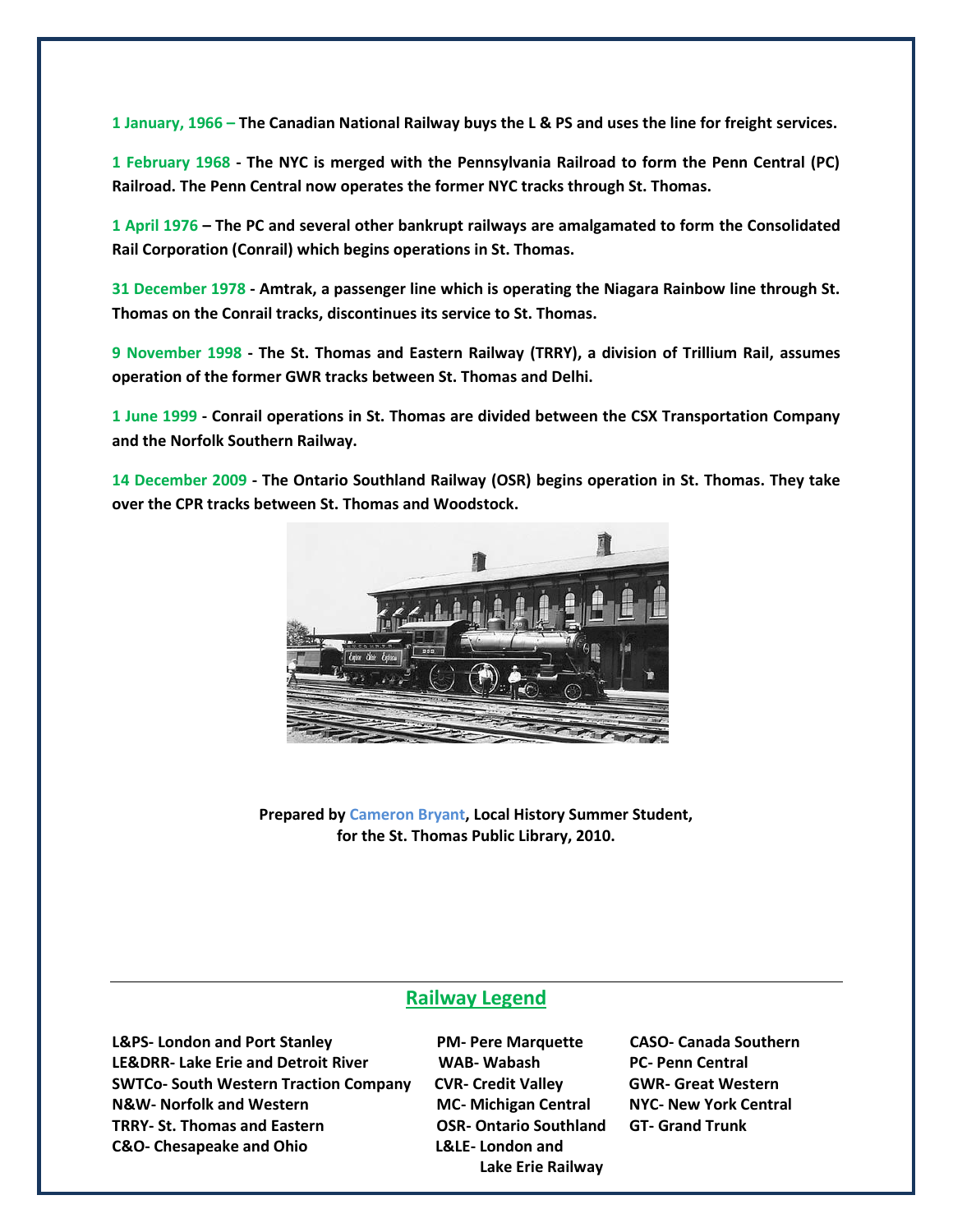**1 January, 1966 – The Canadian National Railway buys the L & PS and uses the line for freight services.**

**1 February 1968 - The NYC is merged with the Pennsylvania Railroad to form the Penn Central (PC) Railroad. The Penn Central now operates the former NYC tracks through St. Thomas.**

**1 April 1976 – The PC and several other bankrupt railways are amalgamated to form the Consolidated Rail Corporation (Conrail) which begins operations in St. Thomas.**

**31 December 1978 - Amtrak, a passenger line which is operating the Niagara Rainbow line through St. Thomas on the Conrail tracks, discontinues its service to St. Thomas.**

**9 November 1998 - The St. Thomas and Eastern Railway (TRRY), a division of Trillium Rail, assumes operation of the former GWR tracks between St. Thomas and Delhi.**

**1 June 1999 - Conrail operations in St. Thomas are divided between the CSX Transportation Company and the Norfolk Southern Railway.**

**14 December 2009 - The Ontario Southland Railway (OSR) begins operation in St. Thomas. They take over the CPR tracks between St. Thomas and Woodstock.**

**Prepared by Cameron Bryant, Local History Summer Student, for the St. Thomas Public Library, 2010.**

## Railway Legend

**L&PS- London and Port Stanley**
**LE&DRR- Lake Erie and Detroit River**
**SWTCo- South Western Traction Company**
**N&W- Norfolk and Western**
**TRRY- St. Thomas and Eastern**
**C&O- Chesapeake and Ohio**
**PM- Pere Marquette**
**WAB- Wabash**
**CVR- Credit Valley**
**MC- Michigan Central**
**OSR- Ontario Southland**
**L&LE- London and Lake Erie Railway**
**CASO- Canada Southern**
**PC- Penn Central**
**GWR- Great Western**
**NYC- New York Central**
**GT- Grand Trunk**